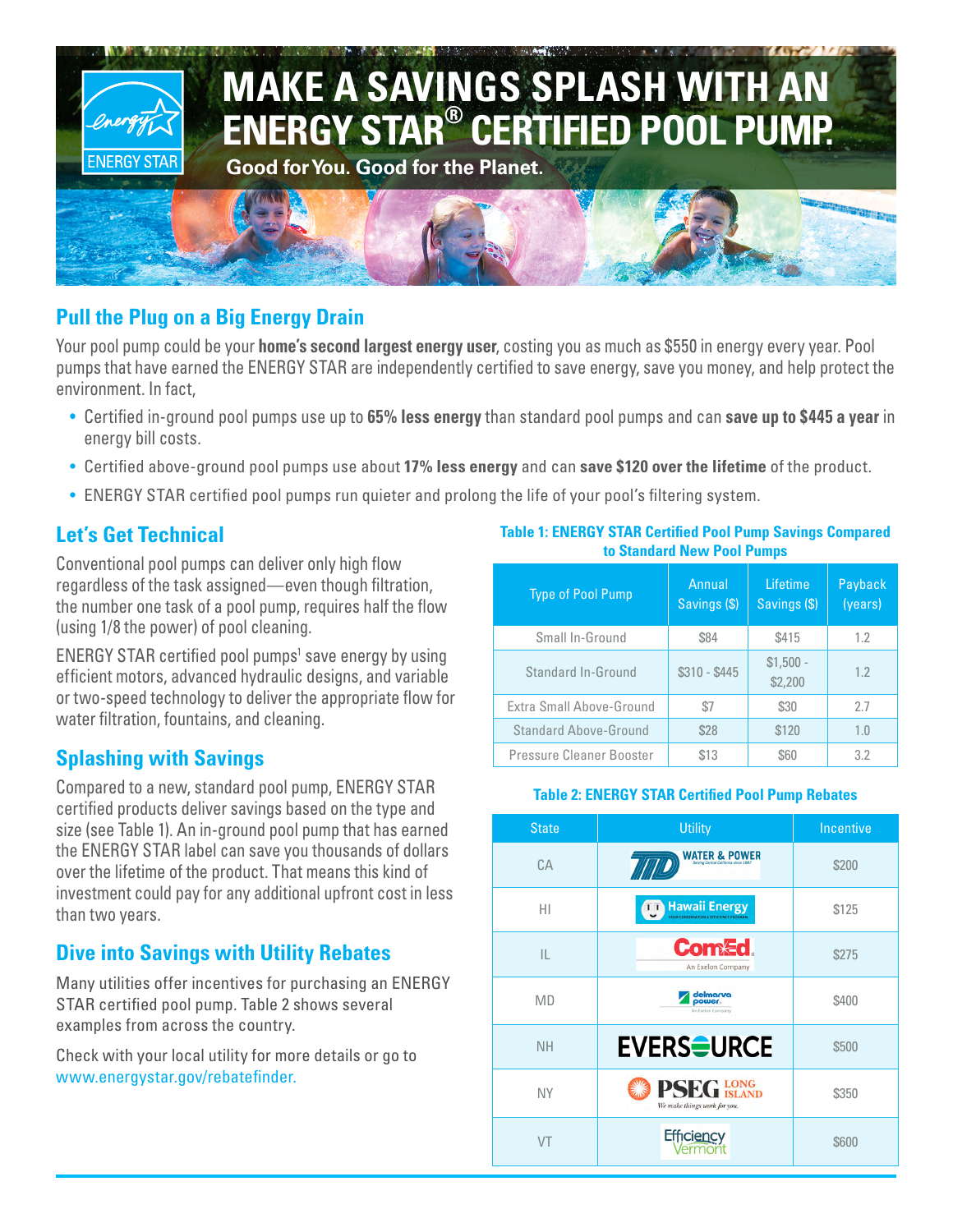# MAKE A SAVINGS SPLASH WITH AN ENERGY STAR® CERTIFIED POOL PUMP.

**Good for You. Good for the Planet.**

## Pull the Plug on a Big Energy Drain

Your pool pump could be your **home's second largest energy user**, costing you as much as $550 in energy every year. Pool pumps that have earned the ENERGY STAR are independently certified to save energy, save you money, and help protect the environment. In fact,

- Certified in-ground pool pumps use up to **65% less energy** than standard pool pumps and can **save up to $445 a year** in energy bill costs.
- Certified above-ground pool pumps use about **17% less energy** and can **save $120 over the lifetime** of the product.
- ENERGY STAR certified pool pumps run quieter and prolong the life of your pool's filtering system.

## Let's Get Technical

Conventional pool pumps can deliver only high flow regardless of the task assigned—even though filtration, the number one task of a pool pump, requires half the flow (using 1/8 the power) of pool cleaning.

ENERGY STAR certified pool pumps[1] save energy by using efficient motors, advanced hydraulic designs, and variable or two-speed technology to deliver the appropriate flow for water filtration, fountains, and cleaning.

## Splashing with Savings

Compared to a new, standard pool pump, ENERGY STAR certified products deliver savings based on the type and size (see Table 1). An in-ground pool pump that has earned the ENERGY STAR label can save you thousands of dollars over the lifetime of the product. That means this kind of investment could pay for any additional upfront cost in less than two years.

## Dive into Savings with Utility Rebates

Many utilities offer incentives for purchasing an ENERGY STAR certified pool pump. Table 2 shows several examples from across the country.

Check with your local utility for more details or go to www.energystar.gov/rebatefinder.

**Table 1: ENERGY STAR Certified Pool Pump Savings Compared to Standard New Pool Pumps**

| Type of Pool Pump | Annual Savings ($) | Lifetime Savings ($) | Payback (years) |
|---|---|---|---|
| Small In-Ground | $84 | $415 | 1.2 |
| Standard In-Ground | $310 - $445 | $1,500 - $2,200 | 1.2 |
| Extra Small Above-Ground | $7 | $30 | 2.7 |
| Standard Above-Ground | $28 | $120 | 1.0 |
| Pressure Cleaner Booster | $13 | $60 | 3.2 |

**Table 2: ENERGY STAR Certified Pool Pump Rebates**

| State | Utility | Incentive |
|---|---|---|
| CA | TID Water & Power | $200 |
| HI | Hawaii Energy | $125 |
| IL | ComEd | $275 |
| MD | Delmarva Power | $400 |
| NH | Eversource | $500 |
| NY | PSEG Long Island | $350 |
| VT | Efficiency Vermont | $600 |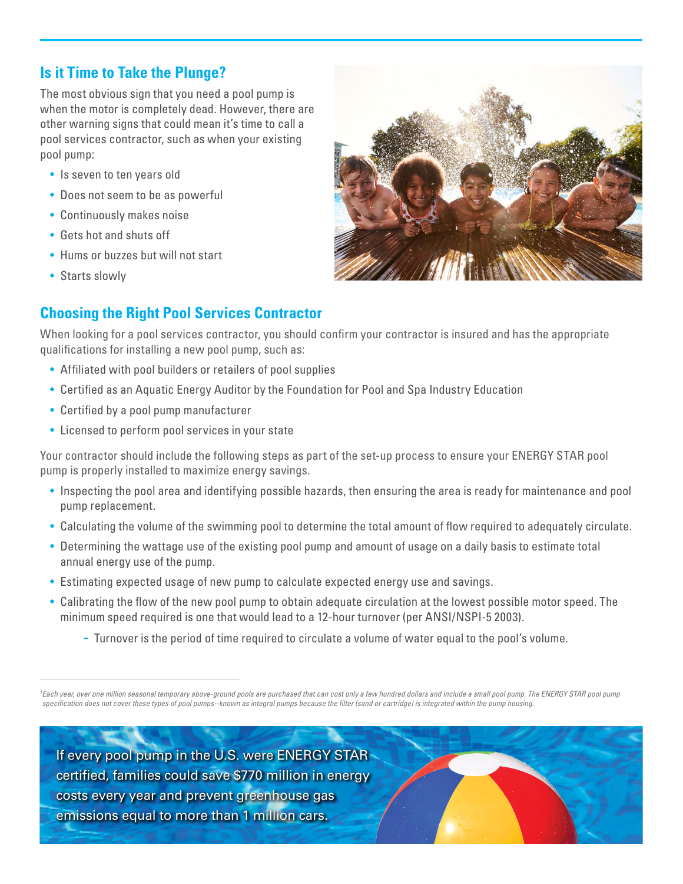## Is it Time to Take the Plunge?

The most obvious sign that you need a pool pump is when the motor is completely dead. However, there are other warning signs that could mean it's time to call a pool services contractor, such as when your existing pool pump:

- Is seven to ten years old
- Does not seem to be as powerful
- Continuously makes noise
- Gets hot and shuts off
- Hums or buzzes but will not start
- Starts slowly

## Choosing the Right Pool Services Contractor

When looking for a pool services contractor, you should confirm your contractor is insured and has the appropriate qualifications for installing a new pool pump, such as:

- Affiliated with pool builders or retailers of pool supplies
- Certified as an Aquatic Energy Auditor by the Foundation for Pool and Spa Industry Education
- Certified by a pool pump manufacturer
- Licensed to perform pool services in your state

Your contractor should include the following steps as part of the set-up process to ensure your ENERGY STAR pool pump is properly installed to maximize energy savings.

- Inspecting the pool area and identifying possible hazards, then ensuring the area is ready for maintenance and pool pump replacement.
- Calculating the volume of the swimming pool to determine the total amount of flow required to adequately circulate.
- Determining the wattage use of the existing pool pump and amount of usage on a daily basis to estimate total annual energy use of the pump.
- Estimating expected usage of new pump to calculate expected energy use and savings.
- Calibrating the flow of the new pool pump to obtain adequate circulation at the lowest possible motor speed. The minimum speed required is one that would lead to a 12-hour turnover (per ANSI/NSPI-5 2003).
  - Turnover is the period of time required to circulate a volume of water equal to the pool's volume.

*[1]Each year, over one million seasonal temporary above-ground pools are purchased that can cost only a few hundred dollars and include a small pool pump. The ENERGY STAR pool pump specification does not cover these types of pool pumps--known as integral pumps because the filter (sand or cartridge) is integrated within the pump housing.*

If every pool pump in the U.S. were ENERGY STAR certified, families could save $770 million in energy costs every year and prevent greenhouse gas emissions equal to more than 1 million cars.